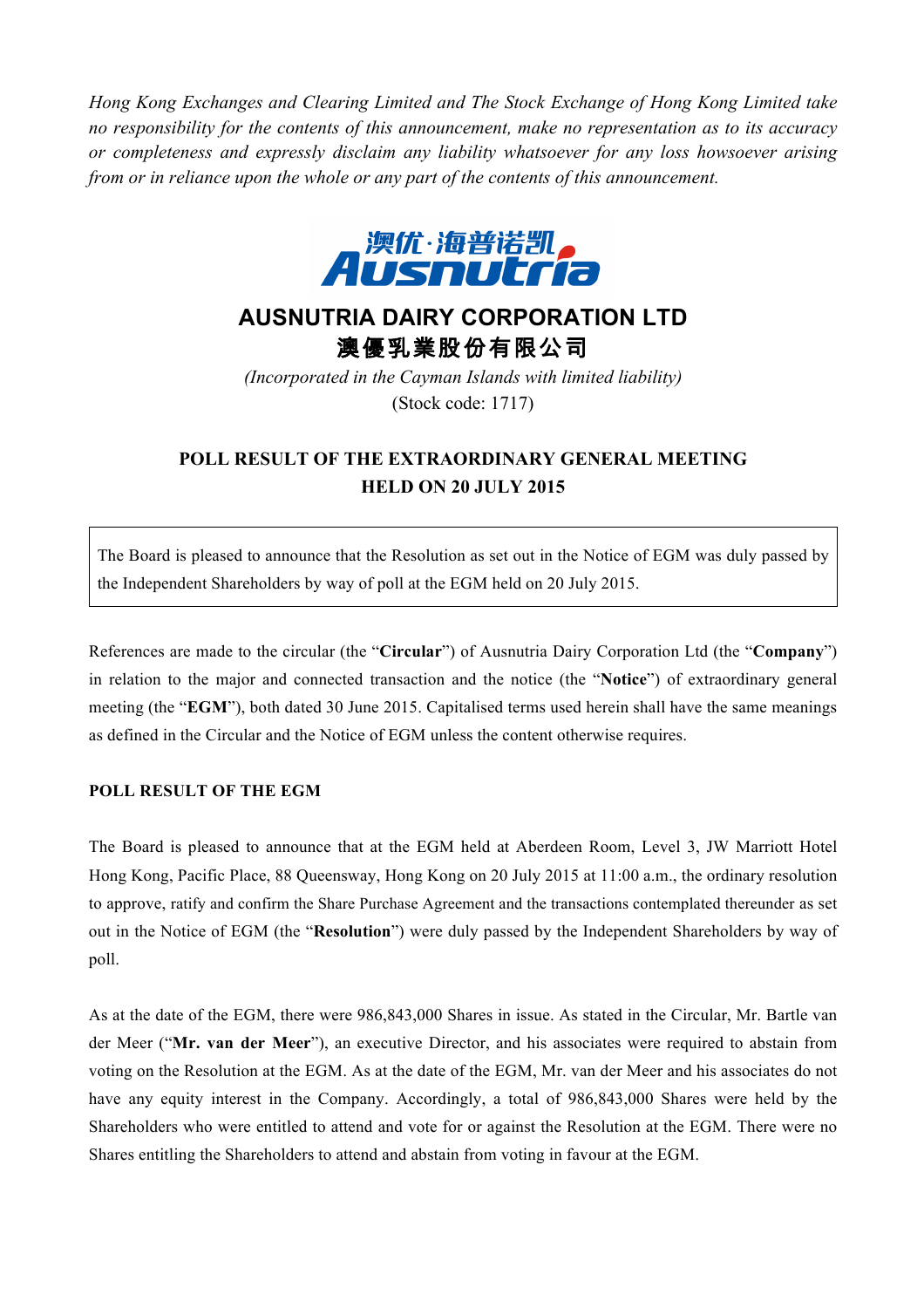*Hong Kong Exchanges and Clearing Limited and The Stock Exchange of Hong Kong Limited take no responsibility for the contents of this announcement, make no representation as to its accuracy or completeness and expressly disclaim any liability whatsoever for any loss howsoever arising from or in reliance upon the whole or any part of the contents of this announcement.*

澳优·海普诺凯
Ausnutria

# AUSNUTRIA DAIRY CORPORATION LTD
# 澳優乳業股份有限公司

*(Incorporated in the Cayman Islands with limited liability)*
(Stock code: 1717)

## POLL RESULT OF THE EXTRAORDINARY GENERAL MEETING HELD ON 20 JULY 2015

The Board is pleased to announce that the Resolution as set out in the Notice of EGM was duly passed by the Independent Shareholders by way of poll at the EGM held on 20 July 2015.

References are made to the circular (the "**Circular**") of Ausnutria Dairy Corporation Ltd (the "**Company**") in relation to the major and connected transaction and the notice (the "**Notice**") of extraordinary general meeting (the "**EGM**"), both dated 30 June 2015. Capitalised terms used herein shall have the same meanings as defined in the Circular and the Notice of EGM unless the content otherwise requires.

### POLL RESULT OF THE EGM

The Board is pleased to announce that at the EGM held at Aberdeen Room, Level 3, JW Marriott Hotel Hong Kong, Pacific Place, 88 Queensway, Hong Kong on 20 July 2015 at 11:00 a.m., the ordinary resolution to approve, ratify and confirm the Share Purchase Agreement and the transactions contemplated thereunder as set out in the Notice of EGM (the "**Resolution**") were duly passed by the Independent Shareholders by way of poll.

As at the date of the EGM, there were 986,843,000 Shares in issue. As stated in the Circular, Mr. Bartle van der Meer ("**Mr. van der Meer**"), an executive Director, and his associates were required to abstain from voting on the Resolution at the EGM. As at the date of the EGM, Mr. van der Meer and his associates do not have any equity interest in the Company. Accordingly, a total of 986,843,000 Shares were held by the Shareholders who were entitled to attend and vote for or against the Resolution at the EGM. There were no Shares entitling the Shareholders to attend and abstain from voting in favour at the EGM.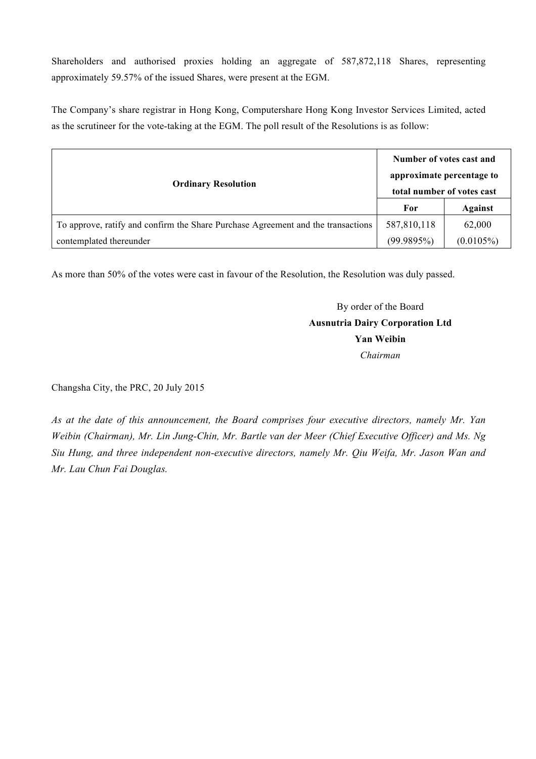Shareholders and authorised proxies holding an aggregate of 587,872,118 Shares, representing approximately 59.57% of the issued Shares, were present at the EGM.

The Company's share registrar in Hong Kong, Computershare Hong Kong Investor Services Limited, acted as the scrutineer for the vote-taking at the EGM. The poll result of the Resolutions is as follow:

| **Ordinary Resolution** | **Number of votes cast and approximate percentage to total number of votes cast** | |
|---|---|---|
| | **For** | **Against** |
| To approve, ratify and confirm the Share Purchase Agreement and the transactions contemplated thereunder | 587,810,118 (99.9895%) | 62,000 (0.0105%) |

As more than 50% of the votes were cast in favour of the Resolution, the Resolution was duly passed.

By order of the Board
**Ausnutria Dairy Corporation Ltd**
**Yan Weibin**
*Chairman*

Changsha City, the PRC, 20 July 2015

*As at the date of this announcement, the Board comprises four executive directors, namely Mr. Yan Weibin (Chairman), Mr. Lin Jung-Chin, Mr. Bartle van der Meer (Chief Executive Officer) and Ms. Ng Siu Hung, and three independent non-executive directors, namely Mr. Qiu Weifa, Mr. Jason Wan and Mr. Lau Chun Fai Douglas.*